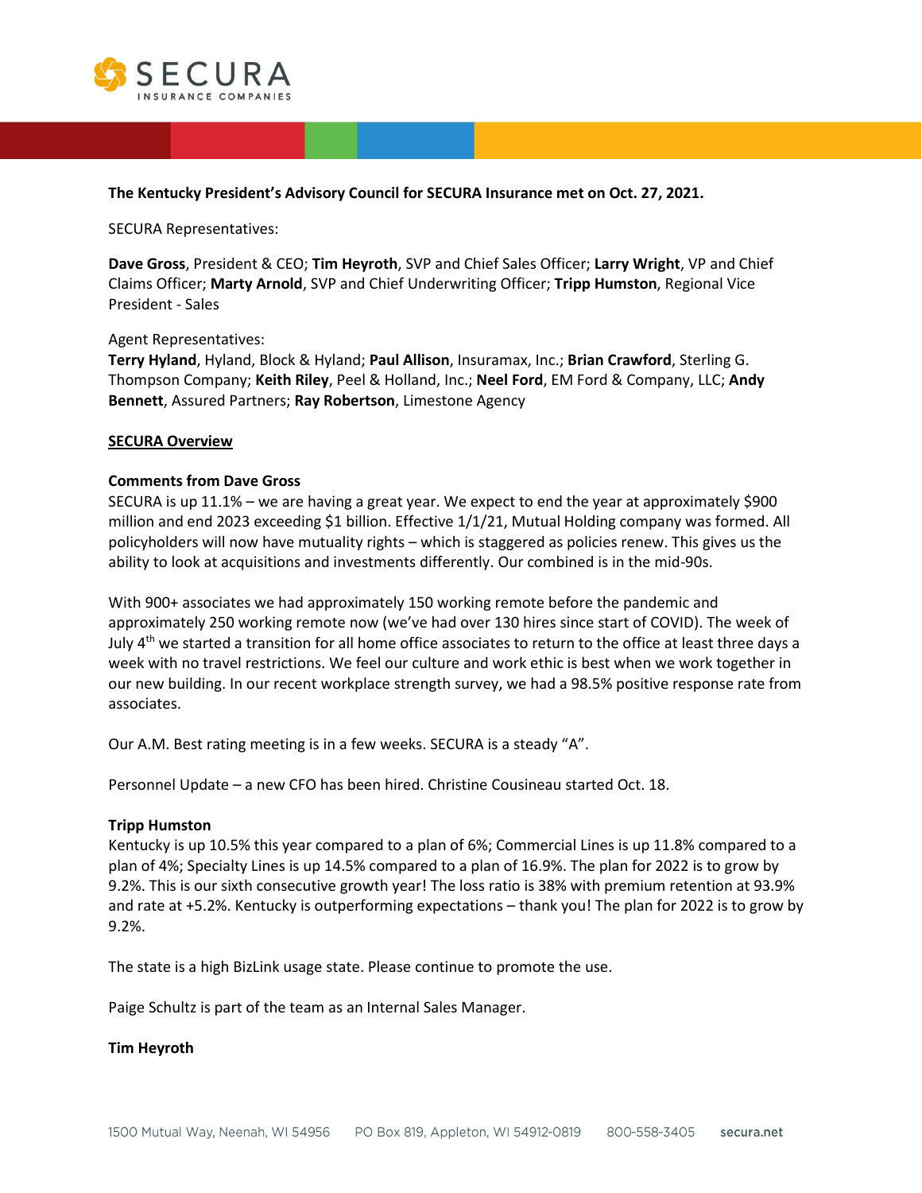**The Kentucky President's Advisory Council for SECURA Insurance met on Oct. 27, 2021.**

SECURA Representatives:

**Dave Gross**, President & CEO; **Tim Heyroth**, SVP and Chief Sales Officer; **Larry Wright**, VP and Chief Claims Officer; **Marty Arnold**, SVP and Chief Underwriting Officer; **Tripp Humston**, Regional Vice President - Sales

Agent Representatives:
**Terry Hyland**, Hyland, Block & Hyland; **Paul Allison**, Insuramax, Inc.; **Brian Crawford**, Sterling G. Thompson Company; **Keith Riley**, Peel & Holland, Inc.; **Neel Ford**, EM Ford & Company, LLC; **Andy Bennett**, Assured Partners; **Ray Robertson**, Limestone Agency

## SECURA Overview

### Comments from Dave Gross

SECURA is up 11.1% – we are having a great year. We expect to end the year at approximately $900 million and end 2023 exceeding $1 billion. Effective 1/1/21, Mutual Holding company was formed. All policyholders will now have mutuality rights – which is staggered as policies renew. This gives us the ability to look at acquisitions and investments differently. Our combined is in the mid-90s.

With 900+ associates we had approximately 150 working remote before the pandemic and approximately 250 working remote now (we've had over 130 hires since start of COVID). The week of July 4th we started a transition for all home office associates to return to the office at least three days a week with no travel restrictions. We feel our culture and work ethic is best when we work together in our new building. In our recent workplace strength survey, we had a 98.5% positive response rate from associates.

Our A.M. Best rating meeting is in a few weeks. SECURA is a steady "A".

Personnel Update – a new CFO has been hired. Christine Cousineau started Oct. 18.

### Tripp Humston

Kentucky is up 10.5% this year compared to a plan of 6%; Commercial Lines is up 11.8% compared to a plan of 4%; Specialty Lines is up 14.5% compared to a plan of 16.9%. The plan for 2022 is to grow by 9.2%. This is our sixth consecutive growth year! The loss ratio is 38% with premium retention at 93.9% and rate at +5.2%. Kentucky is outperforming expectations – thank you! The plan for 2022 is to grow by 9.2%.

The state is a high BizLink usage state. Please continue to promote the use.

Paige Schultz is part of the team as an Internal Sales Manager.

### Tim Heyroth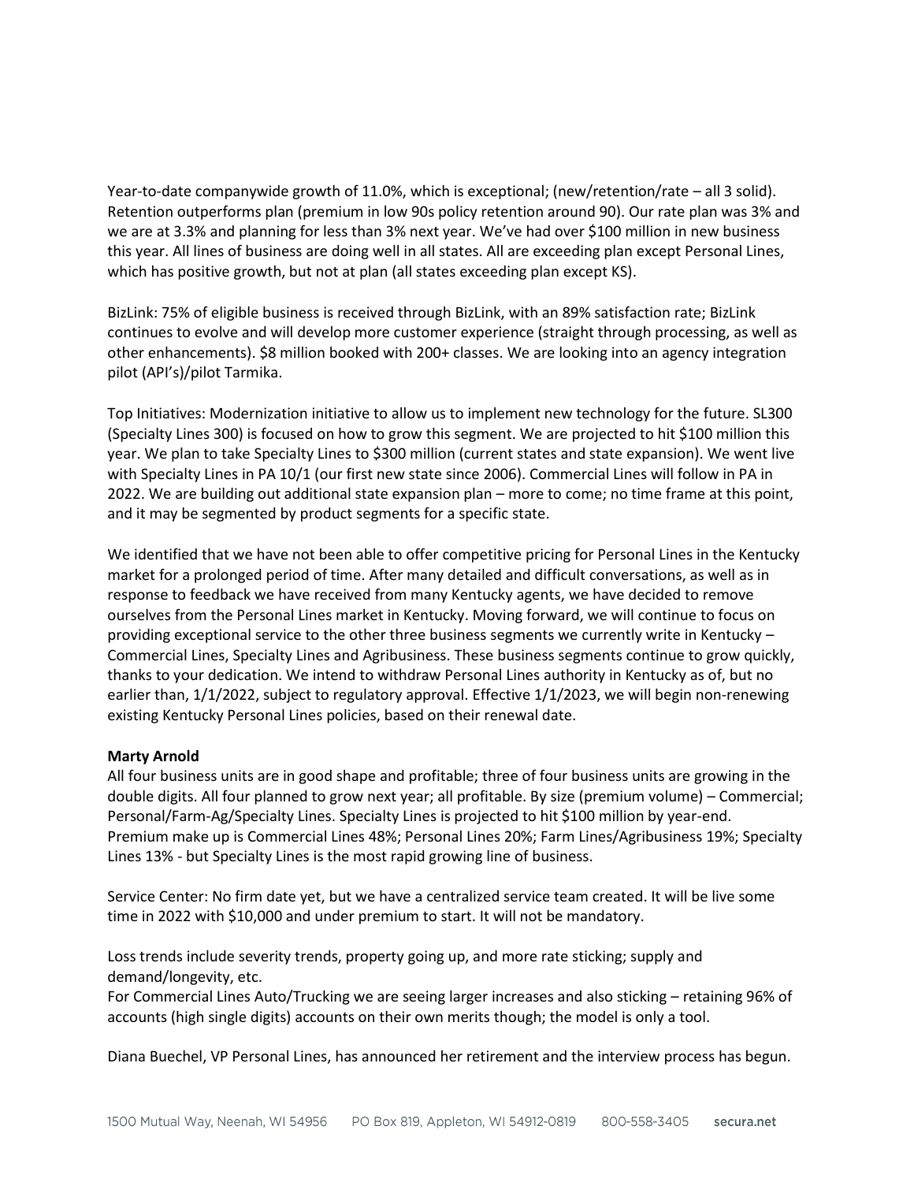Year-to-date companywide growth of 11.0%, which is exceptional; (new/retention/rate – all 3 solid). Retention outperforms plan (premium in low 90s policy retention around 90). Our rate plan was 3% and we are at 3.3% and planning for less than 3% next year. We've had over $100 million in new business this year. All lines of business are doing well in all states. All are exceeding plan except Personal Lines, which has positive growth, but not at plan (all states exceeding plan except KS).

BizLink: 75% of eligible business is received through BizLink, with an 89% satisfaction rate; BizLink continues to evolve and will develop more customer experience (straight through processing, as well as other enhancements). $8 million booked with 200+ classes. We are looking into an agency integration pilot (API's)/pilot Tarmika.

Top Initiatives: Modernization initiative to allow us to implement new technology for the future. SL300 (Specialty Lines 300) is focused on how to grow this segment. We are projected to hit $100 million this year. We plan to take Specialty Lines to $300 million (current states and state expansion). We went live with Specialty Lines in PA 10/1 (our first new state since 2006). Commercial Lines will follow in PA in 2022. We are building out additional state expansion plan – more to come; no time frame at this point, and it may be segmented by product segments for a specific state.

We identified that we have not been able to offer competitive pricing for Personal Lines in the Kentucky market for a prolonged period of time. After many detailed and difficult conversations, as well as in response to feedback we have received from many Kentucky agents, we have decided to remove ourselves from the Personal Lines market in Kentucky. Moving forward, we will continue to focus on providing exceptional service to the other three business segments we currently write in Kentucky – Commercial Lines, Specialty Lines and Agribusiness. These business segments continue to grow quickly, thanks to your dedication. We intend to withdraw Personal Lines authority in Kentucky as of, but no earlier than, 1/1/2022, subject to regulatory approval. Effective 1/1/2023, we will begin non-renewing existing Kentucky Personal Lines policies, based on their renewal date.

**Marty Arnold**

All four business units are in good shape and profitable; three of four business units are growing in the double digits. All four planned to grow next year; all profitable. By size (premium volume) – Commercial; Personal/Farm-Ag/Specialty Lines. Specialty Lines is projected to hit $100 million by year-end. Premium make up is Commercial Lines 48%; Personal Lines 20%; Farm Lines/Agribusiness 19%; Specialty Lines 13% - but Specialty Lines is the most rapid growing line of business.

Service Center: No firm date yet, but we have a centralized service team created. It will be live some time in 2022 with $10,000 and under premium to start. It will not be mandatory.

Loss trends include severity trends, property going up, and more rate sticking; supply and demand/longevity, etc.
For Commercial Lines Auto/Trucking we are seeing larger increases and also sticking – retaining 96% of accounts (high single digits) accounts on their own merits though; the model is only a tool.

Diana Buechel, VP Personal Lines, has announced her retirement and the interview process has begun.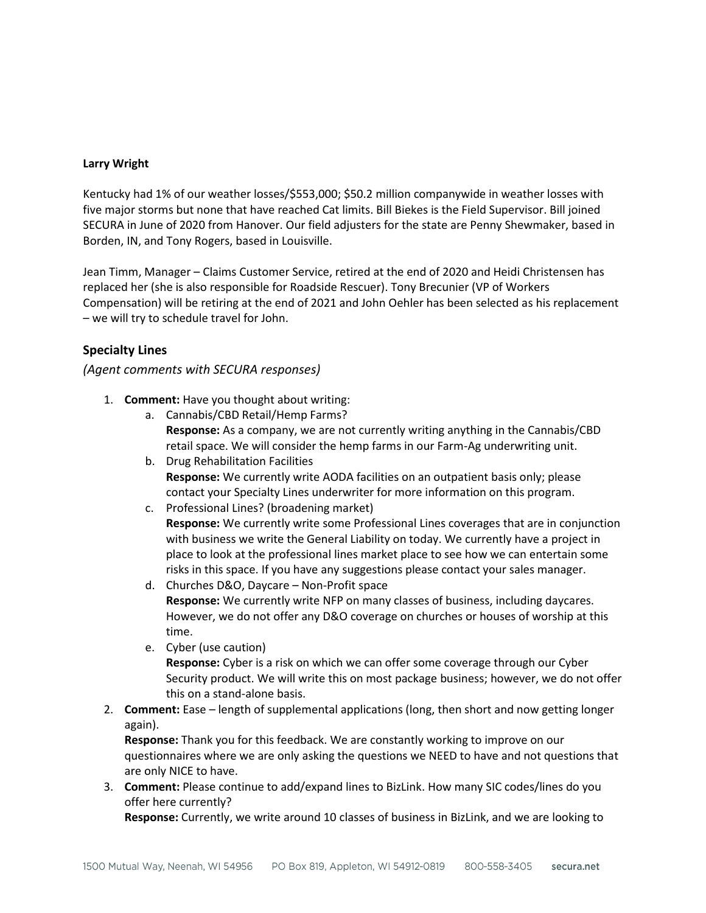**Larry Wright**

Kentucky had 1% of our weather losses/$553,000; $50.2 million companywide in weather losses with five major storms but none that have reached Cat limits. Bill Biekes is the Field Supervisor. Bill joined SECURA in June of 2020 from Hanover. Our field adjusters for the state are Penny Shewmaker, based in Borden, IN, and Tony Rogers, based in Louisville.

Jean Timm, Manager – Claims Customer Service, retired at the end of 2020 and Heidi Christensen has replaced her (she is also responsible for Roadside Rescuer). Tony Brecunier (VP of Workers Compensation) will be retiring at the end of 2021 and John Oehler has been selected as his replacement – we will try to schedule travel for John.

## Specialty Lines

*(Agent comments with SECURA responses)*

1. **Comment:** Have you thought about writing:
   a. Cannabis/CBD Retail/Hemp Farms?
      **Response:** As a company, we are not currently writing anything in the Cannabis/CBD retail space. We will consider the hemp farms in our Farm-Ag underwriting unit.
   b. Drug Rehabilitation Facilities
      **Response:** We currently write AODA facilities on an outpatient basis only; please contact your Specialty Lines underwriter for more information on this program.
   c. Professional Lines? (broadening market)
      **Response:** We currently write some Professional Lines coverages that are in conjunction with business we write the General Liability on today. We currently have a project in place to look at the professional lines market place to see how we can entertain some risks in this space. If you have any suggestions please contact your sales manager.
   d. Churches D&O, Daycare – Non-Profit space
      **Response:** We currently write NFP on many classes of business, including daycares. However, we do not offer any D&O coverage on churches or houses of worship at this time.
   e. Cyber (use caution)
      **Response:** Cyber is a risk on which we can offer some coverage through our Cyber Security product. We will write this on most package business; however, we do not offer this on a stand-alone basis.
2. **Comment:** Ease – length of supplemental applications (long, then short and now getting longer again).
   **Response:** Thank you for this feedback. We are constantly working to improve on our questionnaires where we are only asking the questions we NEED to have and not questions that are only NICE to have.
3. **Comment:** Please continue to add/expand lines to BizLink. How many SIC codes/lines do you offer here currently?
   **Response:** Currently, we write around 10 classes of business in BizLink, and we are looking to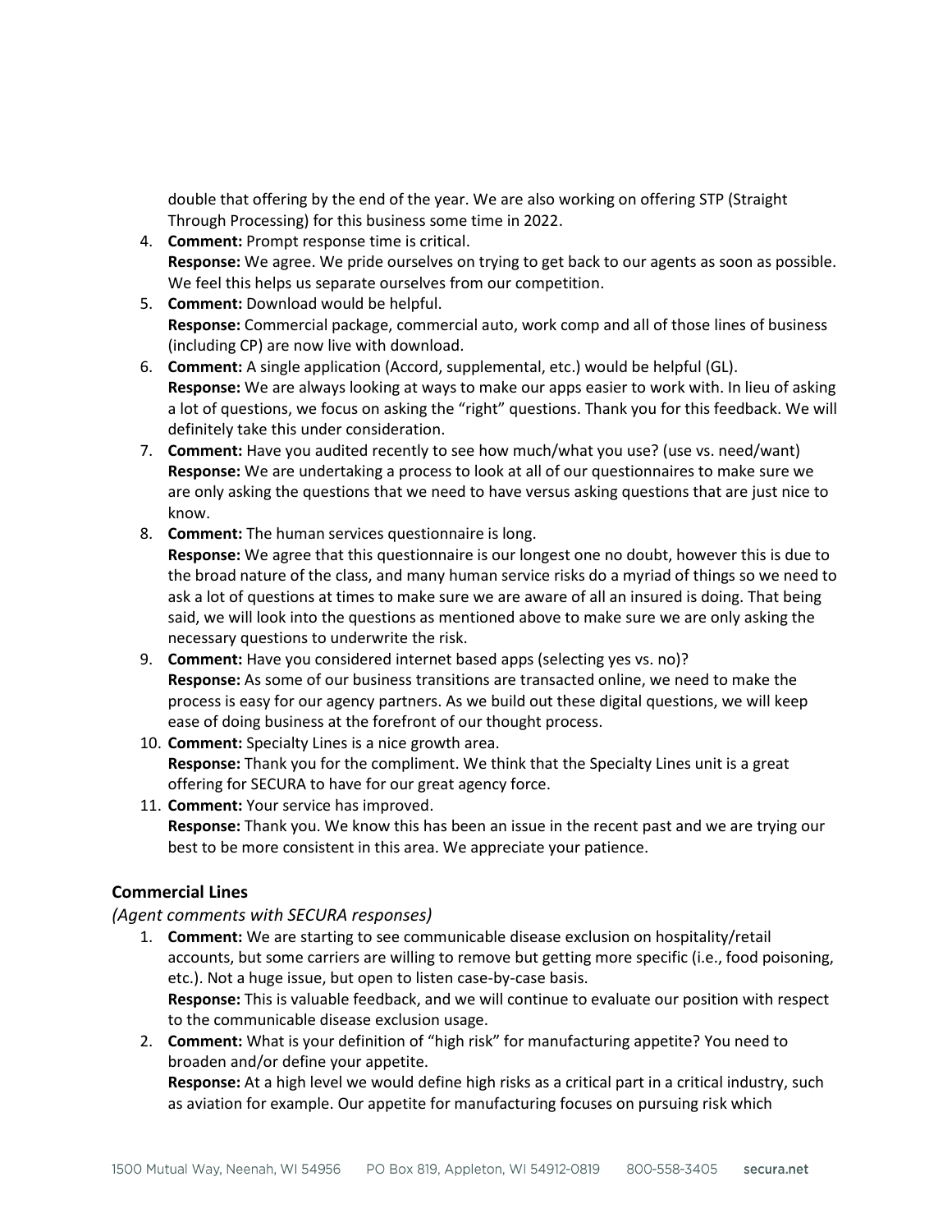double that offering by the end of the year. We are also working on offering STP (Straight Through Processing) for this business some time in 2022.

4. **Comment:** Prompt response time is critical.
   **Response:** We agree. We pride ourselves on trying to get back to our agents as soon as possible. We feel this helps us separate ourselves from our competition.
5. **Comment:** Download would be helpful.
   **Response:** Commercial package, commercial auto, work comp and all of those lines of business (including CP) are now live with download.
6. **Comment:** A single application (Accord, supplemental, etc.) would be helpful (GL).
   **Response:** We are always looking at ways to make our apps easier to work with. In lieu of asking a lot of questions, we focus on asking the "right" questions. Thank you for this feedback. We will definitely take this under consideration.
7. **Comment:** Have you audited recently to see how much/what you use? (use vs. need/want)
   **Response:** We are undertaking a process to look at all of our questionnaires to make sure we are only asking the questions that we need to have versus asking questions that are just nice to know.
8. **Comment:** The human services questionnaire is long.
   **Response:** We agree that this questionnaire is our longest one no doubt, however this is due to the broad nature of the class, and many human service risks do a myriad of things so we need to ask a lot of questions at times to make sure we are aware of all an insured is doing. That being said, we will look into the questions as mentioned above to make sure we are only asking the necessary questions to underwrite the risk.
9. **Comment:** Have you considered internet based apps (selecting yes vs. no)?
   **Response:** As some of our business transitions are transacted online, we need to make the process is easy for our agency partners. As we build out these digital questions, we will keep ease of doing business at the forefront of our thought process.
10. **Comment:** Specialty Lines is a nice growth area.
    **Response:** Thank you for the compliment. We think that the Specialty Lines unit is a great offering for SECURA to have for our great agency force.
11. **Comment:** Your service has improved.
    **Response:** Thank you. We know this has been an issue in the recent past and we are trying our best to be more consistent in this area. We appreciate your patience.

### Commercial Lines

*(Agent comments with SECURA responses)*

1. **Comment:** We are starting to see communicable disease exclusion on hospitality/retail accounts, but some carriers are willing to remove but getting more specific (i.e., food poisoning, etc.). Not a huge issue, but open to listen case-by-case basis.
   **Response:** This is valuable feedback, and we will continue to evaluate our position with respect to the communicable disease exclusion usage.
2. **Comment:** What is your definition of "high risk" for manufacturing appetite? You need to broaden and/or define your appetite.
   **Response:** At a high level we would define high risks as a critical part in a critical industry, such as aviation for example. Our appetite for manufacturing focuses on pursuing risk which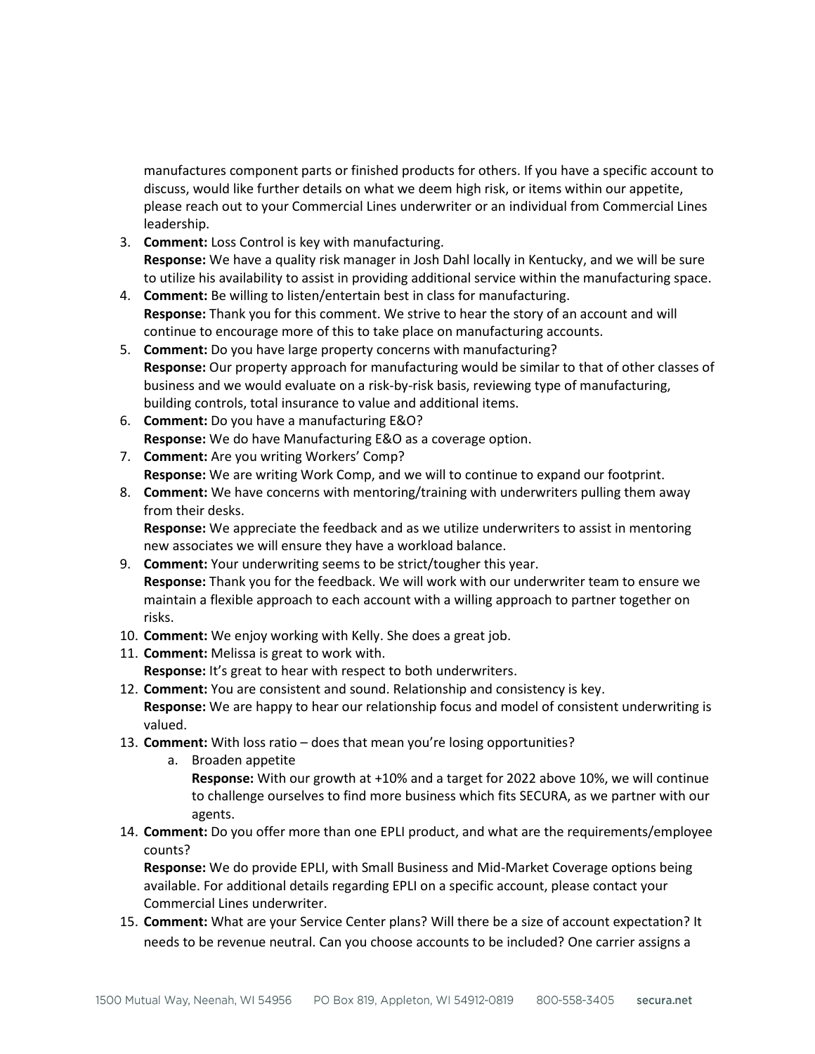manufactures component parts or finished products for others. If you have a specific account to discuss, would like further details on what we deem high risk, or items within our appetite, please reach out to your Commercial Lines underwriter or an individual from Commercial Lines leadership.

3. **Comment:** Loss Control is key with manufacturing.
   **Response:** We have a quality risk manager in Josh Dahl locally in Kentucky, and we will be sure to utilize his availability to assist in providing additional service within the manufacturing space.
4. **Comment:** Be willing to listen/entertain best in class for manufacturing.
   **Response:** Thank you for this comment. We strive to hear the story of an account and will continue to encourage more of this to take place on manufacturing accounts.
5. **Comment:** Do you have large property concerns with manufacturing?
   **Response:** Our property approach for manufacturing would be similar to that of other classes of business and we would evaluate on a risk-by-risk basis, reviewing type of manufacturing, building controls, total insurance to value and additional items.
6. **Comment:** Do you have a manufacturing E&O?
   **Response:** We do have Manufacturing E&O as a coverage option.
7. **Comment:** Are you writing Workers' Comp?
   **Response:** We are writing Work Comp, and we will to continue to expand our footprint.
8. **Comment:** We have concerns with mentoring/training with underwriters pulling them away from their desks.
   **Response:** We appreciate the feedback and as we utilize underwriters to assist in mentoring new associates we will ensure they have a workload balance.
9. **Comment:** Your underwriting seems to be strict/tougher this year.
   **Response:** Thank you for the feedback. We will work with our underwriter team to ensure we maintain a flexible approach to each account with a willing approach to partner together on risks.
10. **Comment:** We enjoy working with Kelly. She does a great job.
11. **Comment:** Melissa is great to work with.
    **Response:** It's great to hear with respect to both underwriters.
12. **Comment:** You are consistent and sound. Relationship and consistency is key.
    **Response:** We are happy to hear our relationship focus and model of consistent underwriting is valued.
13. **Comment:** With loss ratio – does that mean you're losing opportunities?
    a. Broaden appetite
       **Response:** With our growth at +10% and a target for 2022 above 10%, we will continue to challenge ourselves to find more business which fits SECURA, as we partner with our agents.
14. **Comment:** Do you offer more than one EPLI product, and what are the requirements/employee counts?
    **Response:** We do provide EPLI, with Small Business and Mid-Market Coverage options being available. For additional details regarding EPLI on a specific account, please contact your Commercial Lines underwriter.
15. **Comment:** What are your Service Center plans? Will there be a size of account expectation? It needs to be revenue neutral. Can you choose accounts to be included? One carrier assigns a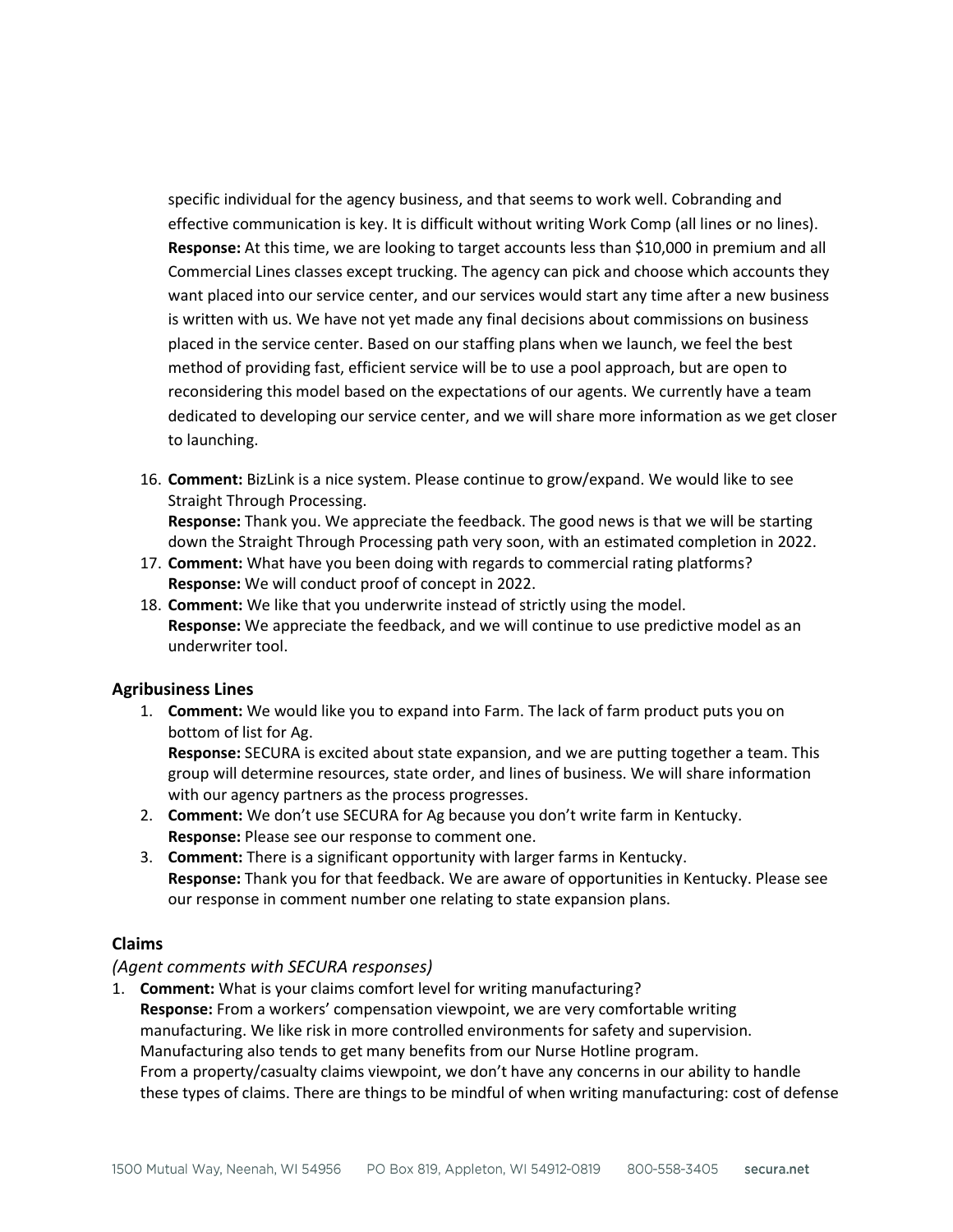specific individual for the agency business, and that seems to work well. Cobranding and effective communication is key. It is difficult without writing Work Comp (all lines or no lines).
**Response:** At this time, we are looking to target accounts less than $10,000 in premium and all Commercial Lines classes except trucking. The agency can pick and choose which accounts they want placed into our service center, and our services would start any time after a new business is written with us. We have not yet made any final decisions about commissions on business placed in the service center. Based on our staffing plans when we launch, we feel the best method of providing fast, efficient service will be to use a pool approach, but are open to reconsidering this model based on the expectations of our agents. We currently have a team dedicated to developing our service center, and we will share more information as we get closer to launching.

16. **Comment:** BizLink is a nice system. Please continue to grow/expand. We would like to see Straight Through Processing.
**Response:** Thank you. We appreciate the feedback. The good news is that we will be starting down the Straight Through Processing path very soon, with an estimated completion in 2022.
17. **Comment:** What have you been doing with regards to commercial rating platforms?
**Response:** We will conduct proof of concept in 2022.
18. **Comment:** We like that you underwrite instead of strictly using the model.
**Response:** We appreciate the feedback, and we will continue to use predictive model as an underwriter tool.

### Agribusiness Lines

1. **Comment:** We would like you to expand into Farm. The lack of farm product puts you on bottom of list for Ag.
**Response:** SECURA is excited about state expansion, and we are putting together a team. This group will determine resources, state order, and lines of business. We will share information with our agency partners as the process progresses.
2. **Comment:** We don't use SECURA for Ag because you don't write farm in Kentucky.
**Response:** Please see our response to comment one.
3. **Comment:** There is a significant opportunity with larger farms in Kentucky.
**Response:** Thank you for that feedback. We are aware of opportunities in Kentucky. Please see our response in comment number one relating to state expansion plans.

### Claims

*(Agent comments with SECURA responses)*

1. **Comment:** What is your claims comfort level for writing manufacturing?
**Response:** From a workers' compensation viewpoint, we are very comfortable writing manufacturing. We like risk in more controlled environments for safety and supervision. Manufacturing also tends to get many benefits from our Nurse Hotline program.
From a property/casualty claims viewpoint, we don't have any concerns in our ability to handle these types of claims. There are things to be mindful of when writing manufacturing: cost of defense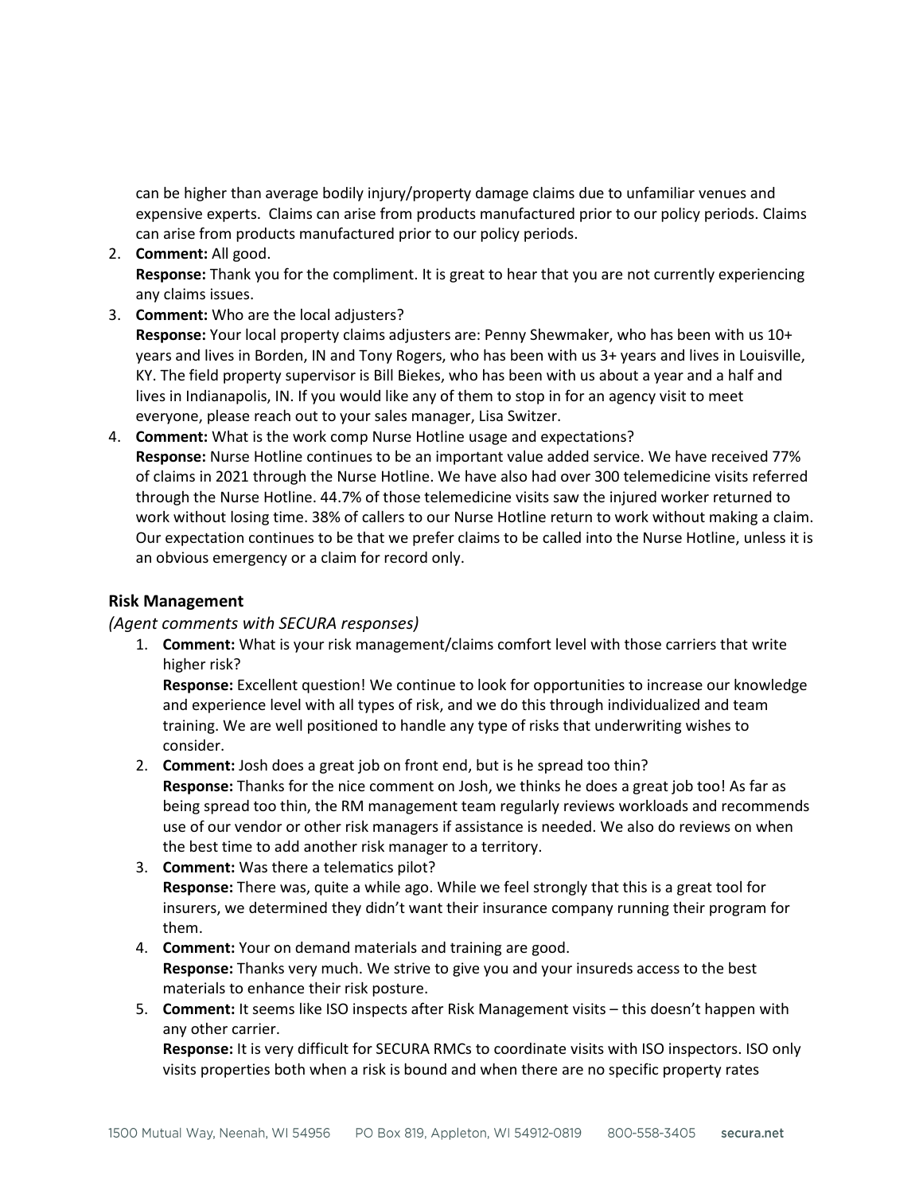can be higher than average bodily injury/property damage claims due to unfamiliar venues and expensive experts. Claims can arise from products manufactured prior to our policy periods. Claims can arise from products manufactured prior to our policy periods.

2. **Comment:** All good.
   **Response:** Thank you for the compliment. It is great to hear that you are not currently experiencing any claims issues.
3. **Comment:** Who are the local adjusters?
   **Response:** Your local property claims adjusters are: Penny Shewmaker, who has been with us 10+ years and lives in Borden, IN and Tony Rogers, who has been with us 3+ years and lives in Louisville, KY. The field property supervisor is Bill Biekes, who has been with us about a year and a half and lives in Indianapolis, IN. If you would like any of them to stop in for an agency visit to meet everyone, please reach out to your sales manager, Lisa Switzer.
4. **Comment:** What is the work comp Nurse Hotline usage and expectations?
   **Response:** Nurse Hotline continues to be an important value added service. We have received 77% of claims in 2021 through the Nurse Hotline. We have also had over 300 telemedicine visits referred through the Nurse Hotline. 44.7% of those telemedicine visits saw the injured worker returned to work without losing time. 38% of callers to our Nurse Hotline return to work without making a claim. Our expectation continues to be that we prefer claims to be called into the Nurse Hotline, unless it is an obvious emergency or a claim for record only.

### Risk Management

*(Agent comments with SECURA responses)*

1. **Comment:** What is your risk management/claims comfort level with those carriers that write higher risk?
   **Response:** Excellent question! We continue to look for opportunities to increase our knowledge and experience level with all types of risk, and we do this through individualized and team training. We are well positioned to handle any type of risks that underwriting wishes to consider.
2. **Comment:** Josh does a great job on front end, but is he spread too thin?
   **Response:** Thanks for the nice comment on Josh, we thinks he does a great job too! As far as being spread too thin, the RM management team regularly reviews workloads and recommends use of our vendor or other risk managers if assistance is needed. We also do reviews on when the best time to add another risk manager to a territory.
3. **Comment:** Was there a telematics pilot?
   **Response:** There was, quite a while ago. While we feel strongly that this is a great tool for insurers, we determined they didn't want their insurance company running their program for them.
4. **Comment:** Your on demand materials and training are good.
   **Response:** Thanks very much. We strive to give you and your insureds access to the best materials to enhance their risk posture.
5. **Comment:** It seems like ISO inspects after Risk Management visits – this doesn't happen with any other carrier.
   **Response:** It is very difficult for SECURA RMCs to coordinate visits with ISO inspectors. ISO only visits properties both when a risk is bound and when there are no specific property rates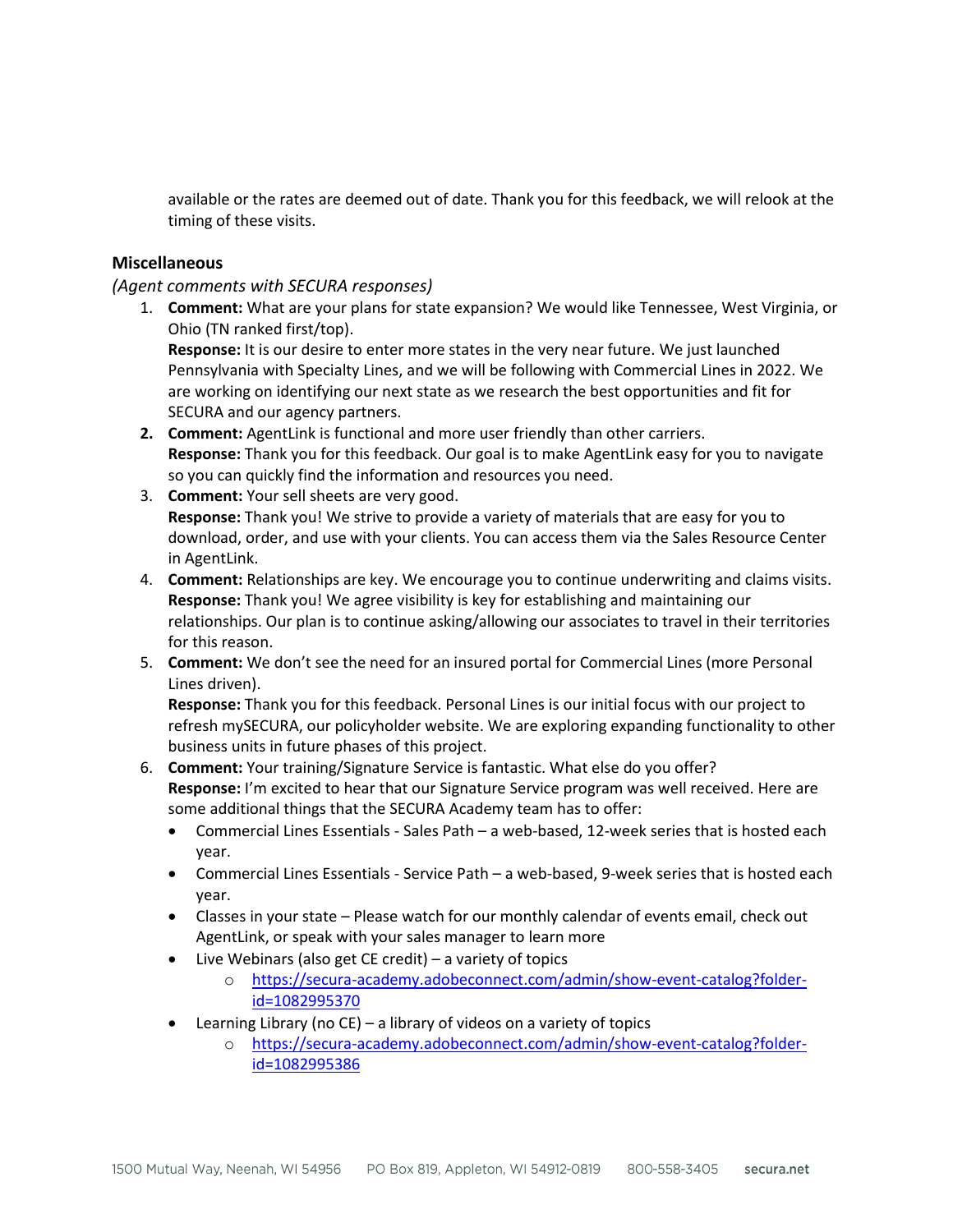available or the rates are deemed out of date. Thank you for this feedback, we will relook at the timing of these visits.

### Miscellaneous

*(Agent comments with SECURA responses)*

1. **Comment:** What are your plans for state expansion? We would like Tennessee, West Virginia, or Ohio (TN ranked first/top).
   **Response:** It is our desire to enter more states in the very near future. We just launched Pennsylvania with Specialty Lines, and we will be following with Commercial Lines in 2022. We are working on identifying our next state as we research the best opportunities and fit for SECURA and our agency partners.
2. **Comment:** AgentLink is functional and more user friendly than other carriers.
   **Response:** Thank you for this feedback. Our goal is to make AgentLink easy for you to navigate so you can quickly find the information and resources you need.
3. **Comment:** Your sell sheets are very good.
   **Response:** Thank you! We strive to provide a variety of materials that are easy for you to download, order, and use with your clients. You can access them via the Sales Resource Center in AgentLink.
4. **Comment:** Relationships are key. We encourage you to continue underwriting and claims visits.
   **Response:** Thank you! We agree visibility is key for establishing and maintaining our relationships. Our plan is to continue asking/allowing our associates to travel in their territories for this reason.
5. **Comment:** We don't see the need for an insured portal for Commercial Lines (more Personal Lines driven).
   **Response:** Thank you for this feedback. Personal Lines is our initial focus with our project to refresh mySECURA, our policyholder website. We are exploring expanding functionality to other business units in future phases of this project.
6. **Comment:** Your training/Signature Service is fantastic. What else do you offer?
   **Response:** I'm excited to hear that our Signature Service program was well received. Here are some additional things that the SECURA Academy team has to offer:
   - Commercial Lines Essentials - Sales Path – a web-based, 12-week series that is hosted each year.
   - Commercial Lines Essentials - Service Path – a web-based, 9-week series that is hosted each year.
   - Classes in your state – Please watch for our monthly calendar of events email, check out AgentLink, or speak with your sales manager to learn more
   - Live Webinars (also get CE credit) – a variety of topics
     - https://secura-academy.adobeconnect.com/admin/show-event-catalog?folder-id=1082995370
   - Learning Library (no CE) – a library of videos on a variety of topics
     - https://secura-academy.adobeconnect.com/admin/show-event-catalog?folder-id=1082995386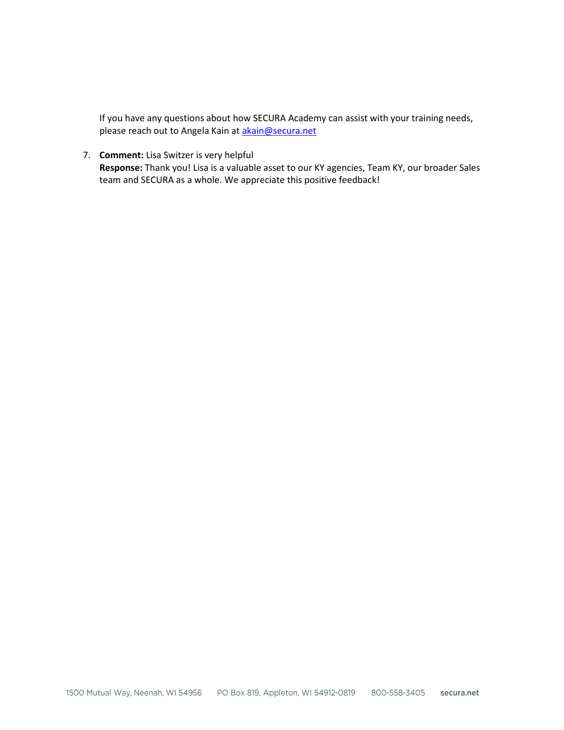If you have any questions about how SECURA Academy can assist with your training needs, please reach out to Angela Kain at [akain@secura.net](mailto:akain@secura.net)

7. **Comment:** Lisa Switzer is very helpful
   **Response:** Thank you! Lisa is a valuable asset to our KY agencies, Team KY, our broader Sales team and SECURA as a whole. We appreciate this positive feedback!